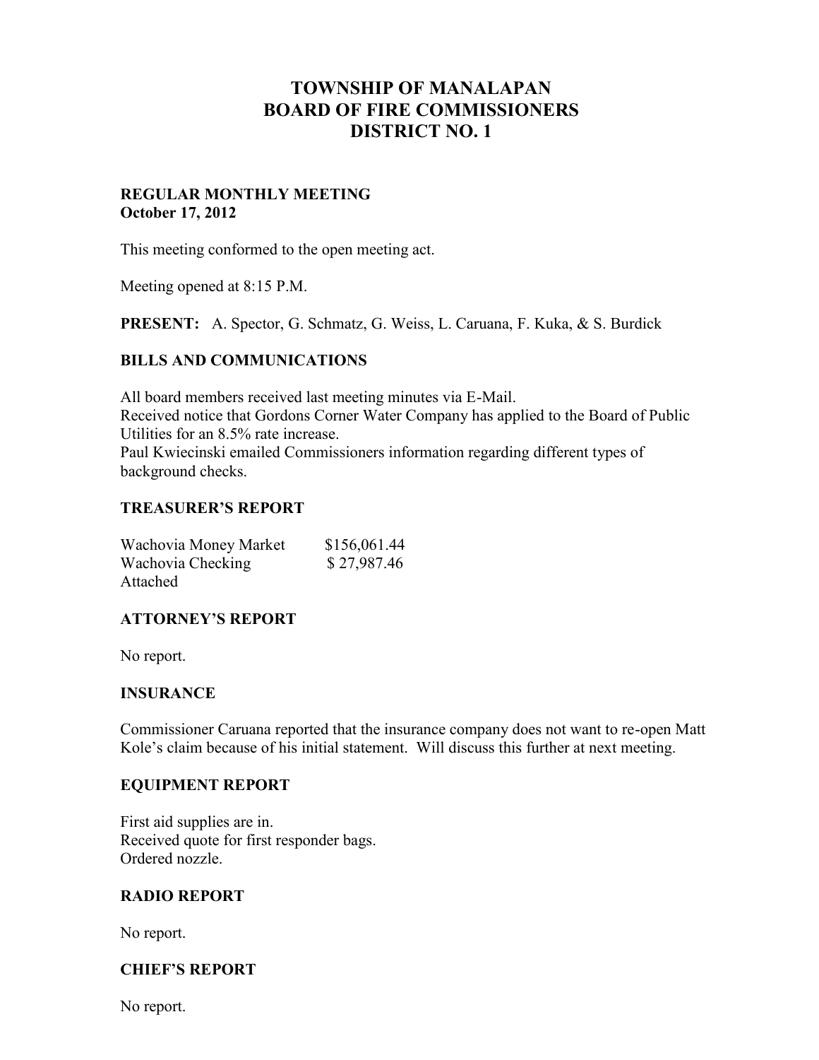# TOWNSHIP OF MANALAPAN
# BOARD OF FIRE COMMISSIONERS
# DISTRICT NO. 1

**REGULAR MONTHLY MEETING**
**October 17, 2012**

This meeting conformed to the open meeting act.

Meeting opened at 8:15 P.M.

**PRESENT:** A. Spector, G. Schmatz, G. Weiss, L. Caruana, F. Kuka, & S. Burdick

## BILLS AND COMMUNICATIONS

All board members received last meeting minutes via E-Mail.
Received notice that Gordons Corner Water Company has applied to the Board of Public Utilities for an 8.5% rate increase.
Paul Kwiecinski emailed Commissioners information regarding different types of background checks.

## TREASURER'S REPORT

| | |
|---|---|
| Wachovia Money Market | $156,061.44 |
| Wachovia Checking | $ 27,987.46 |

Attached

## ATTORNEY'S REPORT

No report.

## INSURANCE

Commissioner Caruana reported that the insurance company does not want to re-open Matt Kole's claim because of his initial statement. Will discuss this further at next meeting.

## EQUIPMENT REPORT

First aid supplies are in.
Received quote for first responder bags.
Ordered nozzle.

## RADIO REPORT

No report.

## CHIEF'S REPORT

No report.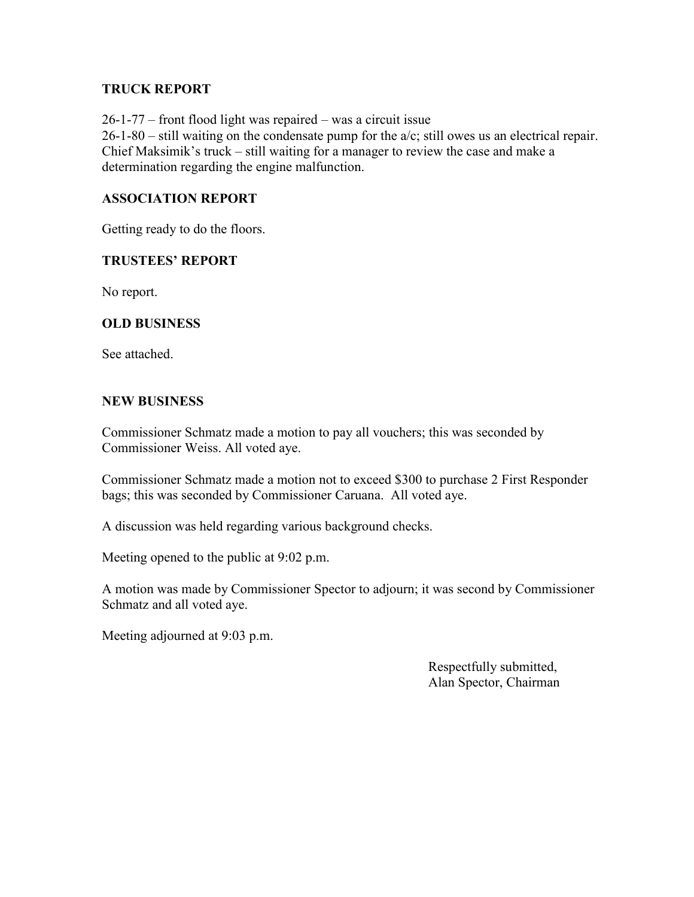## TRUCK REPORT

26-1-77 – front flood light was repaired – was a circuit issue
26-1-80 – still waiting on the condensate pump for the a/c; still owes us an electrical repair.
Chief Maksimik's truck – still waiting for a manager to review the case and make a determination regarding the engine malfunction.

## ASSOCIATION REPORT

Getting ready to do the floors.

## TRUSTEES' REPORT

No report.

## OLD BUSINESS

See attached.

## NEW BUSINESS

Commissioner Schmatz made a motion to pay all vouchers; this was seconded by Commissioner Weiss. All voted aye.

Commissioner Schmatz made a motion not to exceed $300 to purchase 2 First Responder bags; this was seconded by Commissioner Caruana. All voted aye.

A discussion was held regarding various background checks.

Meeting opened to the public at 9:02 p.m.

A motion was made by Commissioner Spector to adjourn; it was second by Commissioner Schmatz and all voted aye.

Meeting adjourned at 9:03 p.m.

Respectfully submitted,
Alan Spector, Chairman